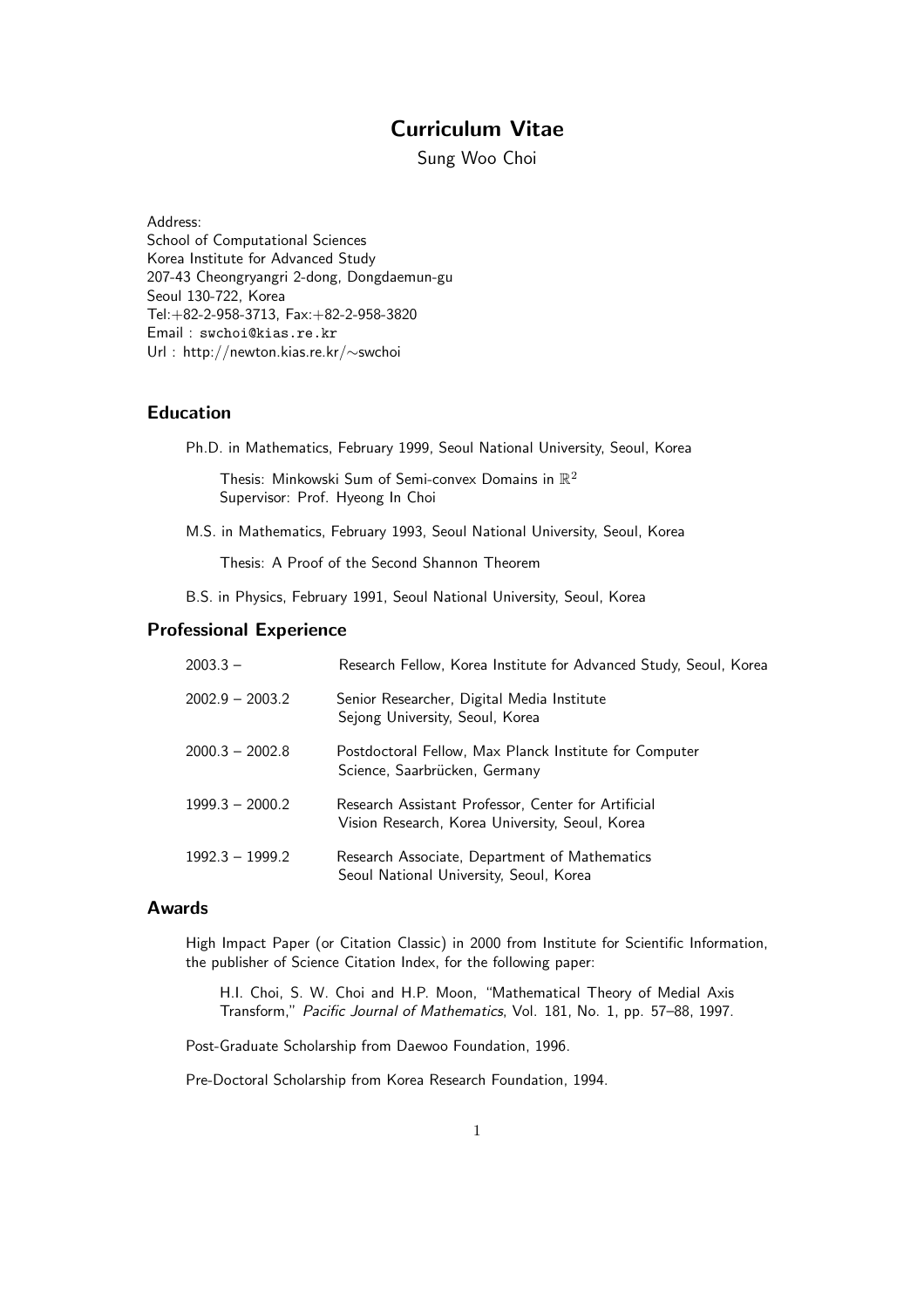# Curriculum Vitae

Sung Woo Choi

Address:
School of Computational Sciences
Korea Institute for Advanced Study
207-43 Cheongryangri 2-dong, Dongdaemun-gu
Seoul 130-722, Korea
Tel:+82-2-958-3713, Fax:+82-2-958-3820
Email : swchoi@kias.re.kr
Url : http://newton.kias.re.kr/∼swchoi

## Education

Ph.D. in Mathematics, February 1999, Seoul National University, Seoul, Korea

Thesis: Minkowski Sum of Semi-convex Domains in $\mathbb{R}^2$
Supervisor: Prof. Hyeong In Choi

M.S. in Mathematics, February 1993, Seoul National University, Seoul, Korea

Thesis: A Proof of the Second Shannon Theorem

B.S. in Physics, February 1991, Seoul National University, Seoul, Korea

## Professional Experience

| | |
|---|---|
| 2003.3 – | Research Fellow, Korea Institute for Advanced Study, Seoul, Korea |
| 2002.9 – 2003.2 | Senior Researcher, Digital Media Institute Sejong University, Seoul, Korea |
| 2000.3 – 2002.8 | Postdoctoral Fellow, Max Planck Institute for Computer Science, Saarbrücken, Germany |
| 1999.3 – 2000.2 | Research Assistant Professor, Center for Artificial Vision Research, Korea University, Seoul, Korea |
| 1992.3 – 1999.2 | Research Associate, Department of Mathematics Seoul National University, Seoul, Korea |

## Awards

High Impact Paper (or Citation Classic) in 2000 from Institute for Scientific Information, the publisher of Science Citation Index, for the following paper:

H.I. Choi, S. W. Choi and H.P. Moon, "Mathematical Theory of Medial Axis Transform," *Pacific Journal of Mathematics*, Vol. 181, No. 1, pp. 57–88, 1997.

Post-Graduate Scholarship from Daewoo Foundation, 1996.

Pre-Doctoral Scholarship from Korea Research Foundation, 1994.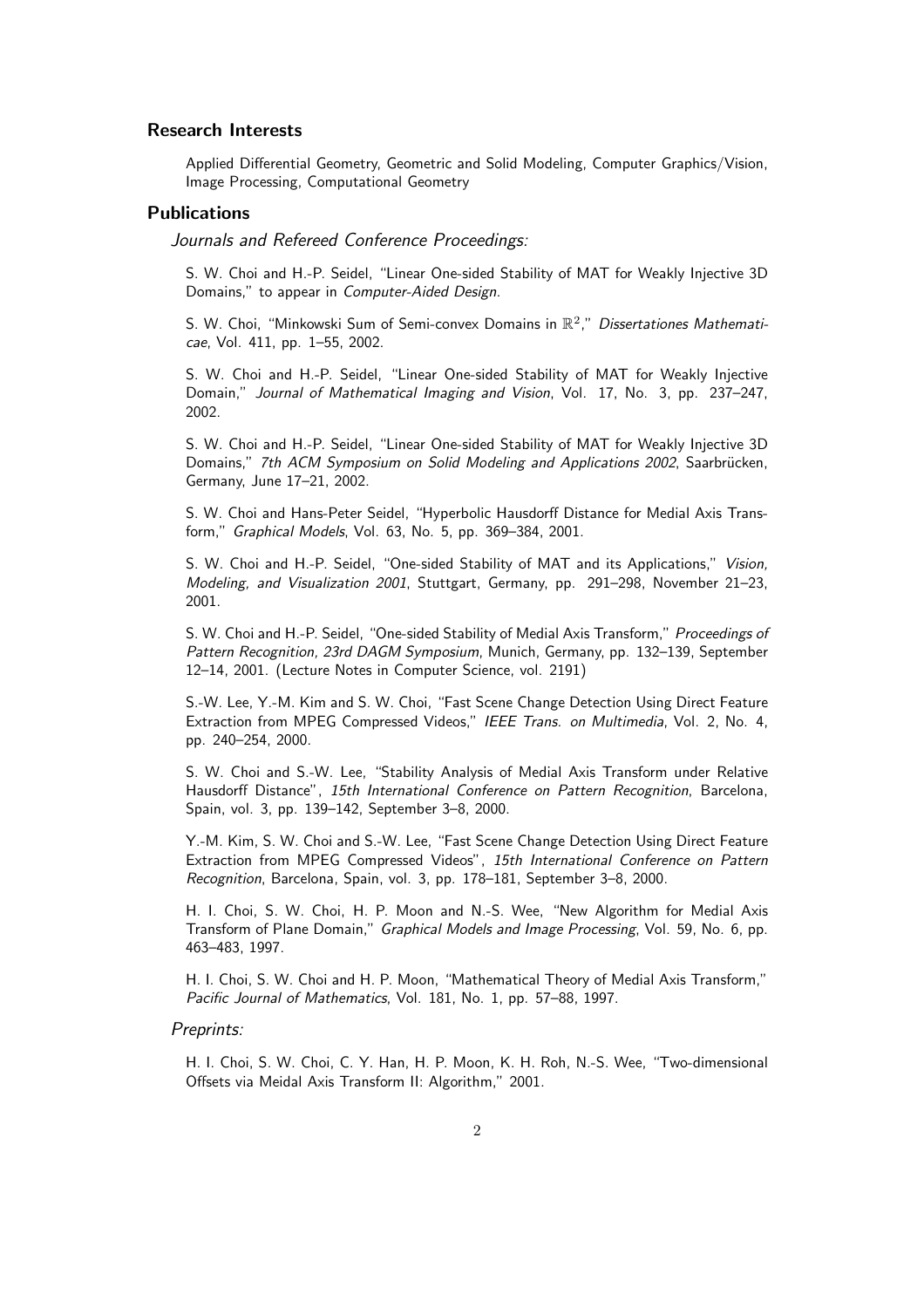## Research Interests

Applied Differential Geometry, Geometric and Solid Modeling, Computer Graphics/Vision, Image Processing, Computational Geometry

## Publications

### *Journals and Refereed Conference Proceedings:*

S. W. Choi and H.-P. Seidel, "Linear One-sided Stability of MAT for Weakly Injective 3D Domains," to appear in *Computer-Aided Design*.

S. W. Choi, "Minkowski Sum of Semi-convex Domains in $\mathbb{R}^2$," *Dissertationes Mathematicae*, Vol. 411, pp. 1–55, 2002.

S. W. Choi and H.-P. Seidel, "Linear One-sided Stability of MAT for Weakly Injective Domain," *Journal of Mathematical Imaging and Vision*, Vol. 17, No. 3, pp. 237–247, 2002.

S. W. Choi and H.-P. Seidel, "Linear One-sided Stability of MAT for Weakly Injective 3D Domains," *7th ACM Symposium on Solid Modeling and Applications 2002*, Saarbrücken, Germany, June 17–21, 2002.

S. W. Choi and Hans-Peter Seidel, "Hyperbolic Hausdorff Distance for Medial Axis Transform," *Graphical Models*, Vol. 63, No. 5, pp. 369–384, 2001.

S. W. Choi and H.-P. Seidel, "One-sided Stability of MAT and its Applications," *Vision, Modeling, and Visualization 2001*, Stuttgart, Germany, pp. 291–298, November 21–23, 2001.

S. W. Choi and H.-P. Seidel, "One-sided Stability of Medial Axis Transform," *Proceedings of Pattern Recognition, 23rd DAGM Symposium*, Munich, Germany, pp. 132–139, September 12–14, 2001. (Lecture Notes in Computer Science, vol. 2191)

S.-W. Lee, Y.-M. Kim and S. W. Choi, "Fast Scene Change Detection Using Direct Feature Extraction from MPEG Compressed Videos," *IEEE Trans. on Multimedia*, Vol. 2, No. 4, pp. 240–254, 2000.

S. W. Choi and S.-W. Lee, "Stability Analysis of Medial Axis Transform under Relative Hausdorff Distance", *15th International Conference on Pattern Recognition*, Barcelona, Spain, vol. 3, pp. 139–142, September 3–8, 2000.

Y.-M. Kim, S. W. Choi and S.-W. Lee, "Fast Scene Change Detection Using Direct Feature Extraction from MPEG Compressed Videos", *15th International Conference on Pattern Recognition*, Barcelona, Spain, vol. 3, pp. 178–181, September 3–8, 2000.

H. I. Choi, S. W. Choi, H. P. Moon and N.-S. Wee, "New Algorithm for Medial Axis Transform of Plane Domain," *Graphical Models and Image Processing*, Vol. 59, No. 6, pp. 463–483, 1997.

H. I. Choi, S. W. Choi and H. P. Moon, "Mathematical Theory of Medial Axis Transform," *Pacific Journal of Mathematics*, Vol. 181, No. 1, pp. 57–88, 1997.

### *Preprints:*

H. I. Choi, S. W. Choi, C. Y. Han, H. P. Moon, K. H. Roh, N.-S. Wee, "Two-dimensional Offsets via Meidal Axis Transform II: Algorithm," 2001.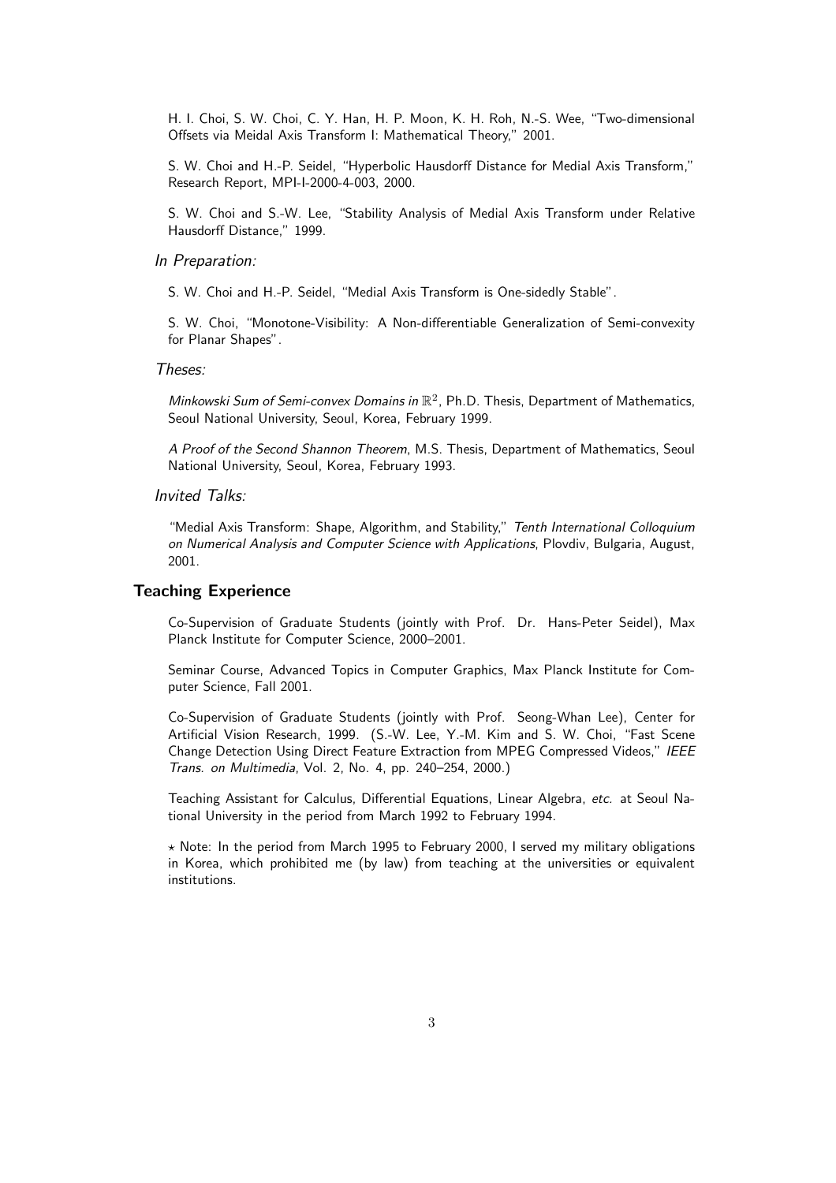H. I. Choi, S. W. Choi, C. Y. Han, H. P. Moon, K. H. Roh, N.-S. Wee, "Two-dimensional Offsets via Meidal Axis Transform I: Mathematical Theory," 2001.

S. W. Choi and H.-P. Seidel, "Hyperbolic Hausdorff Distance for Medial Axis Transform," Research Report, MPI-I-2000-4-003, 2000.

S. W. Choi and S.-W. Lee, "Stability Analysis of Medial Axis Transform under Relative Hausdorff Distance," 1999.

*In Preparation:*

S. W. Choi and H.-P. Seidel, "Medial Axis Transform is One-sidedly Stable".

S. W. Choi, "Monotone-Visibility: A Non-differentiable Generalization of Semi-convexity for Planar Shapes".

*Theses:*

*Minkowski Sum of Semi-convex Domains in* $\mathbb{R}^2$, Ph.D. Thesis, Department of Mathematics, Seoul National University, Seoul, Korea, February 1999.

*A Proof of the Second Shannon Theorem*, M.S. Thesis, Department of Mathematics, Seoul National University, Seoul, Korea, February 1993.

*Invited Talks:*

"Medial Axis Transform: Shape, Algorithm, and Stability," *Tenth International Colloquium on Numerical Analysis and Computer Science with Applications*, Plovdiv, Bulgaria, August, 2001.

## Teaching Experience

Co-Supervision of Graduate Students (jointly with Prof. Dr. Hans-Peter Seidel), Max Planck Institute for Computer Science, 2000–2001.

Seminar Course, Advanced Topics in Computer Graphics, Max Planck Institute for Computer Science, Fall 2001.

Co-Supervision of Graduate Students (jointly with Prof. Seong-Whan Lee), Center for Artificial Vision Research, 1999. (S.-W. Lee, Y.-M. Kim and S. W. Choi, "Fast Scene Change Detection Using Direct Feature Extraction from MPEG Compressed Videos," *IEEE Trans. on Multimedia*, Vol. 2, No. 4, pp. 240–254, 2000.)

Teaching Assistant for Calculus, Differential Equations, Linear Algebra, *etc.* at Seoul National University in the period from March 1992 to February 1994.

⋆ Note: In the period from March 1995 to February 2000, I served my military obligations in Korea, which prohibited me (by law) from teaching at the universities or equivalent institutions.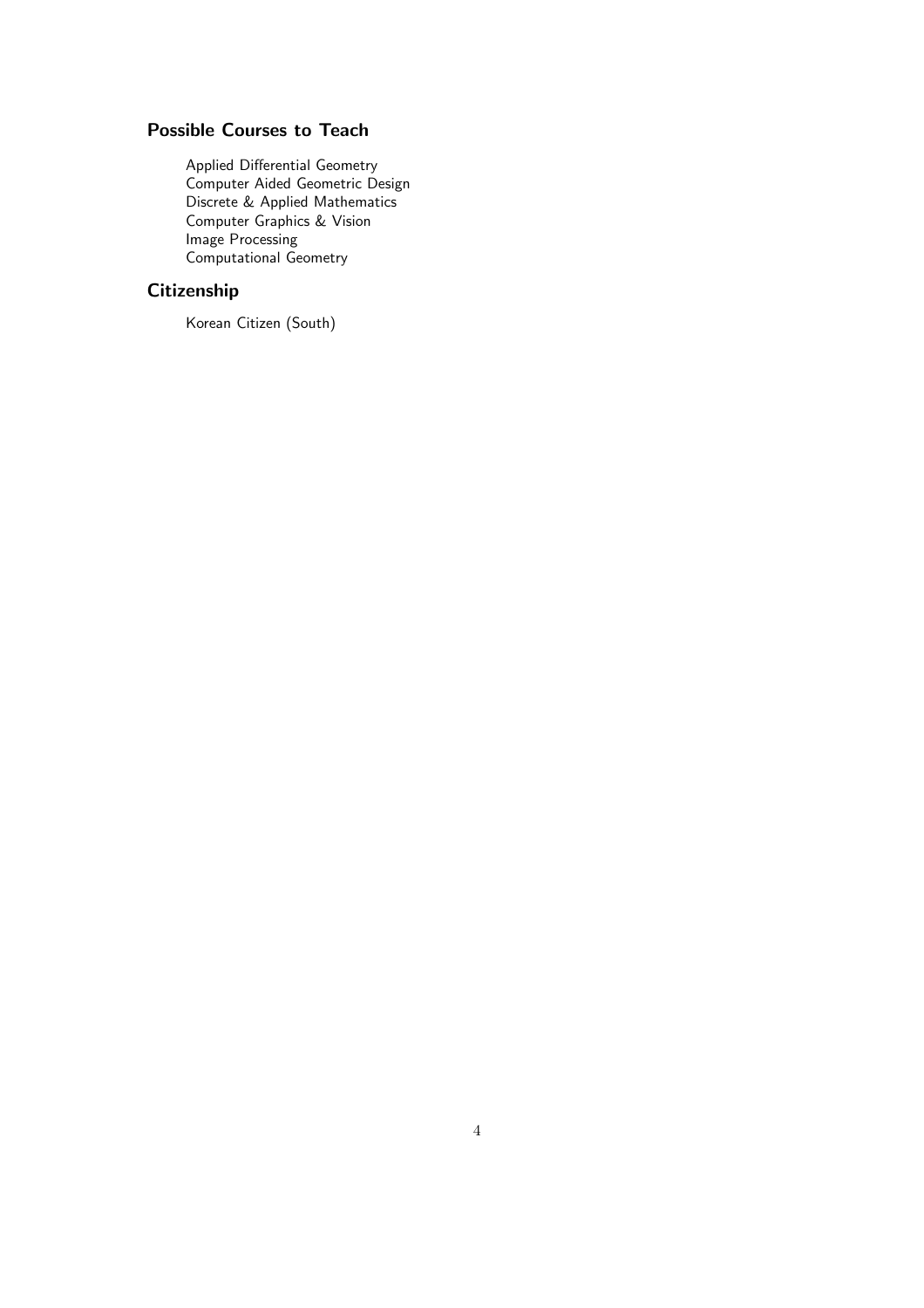## Possible Courses to Teach

Applied Differential Geometry
Computer Aided Geometric Design
Discrete & Applied Mathematics
Computer Graphics & Vision
Image Processing
Computational Geometry

## Citizenship

Korean Citizen (South)